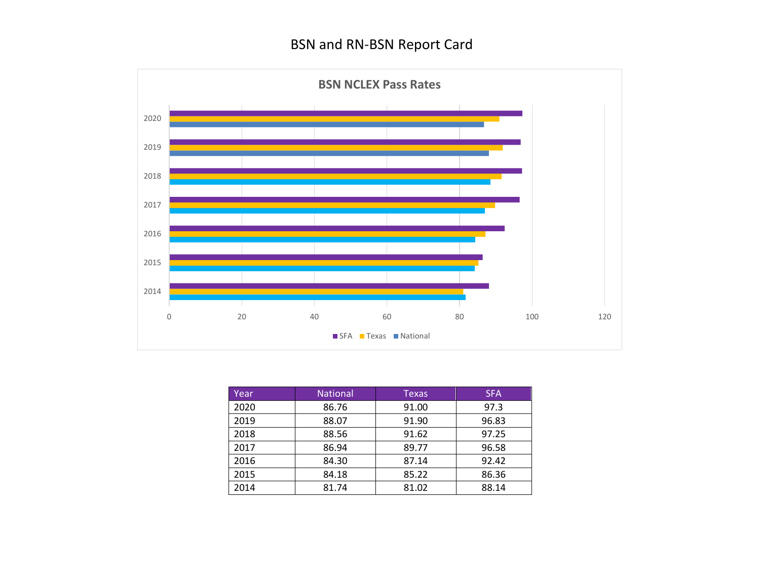# BSN and RN-BSN Report Card

## BSN NCLEX Pass Rates

| Year | National | Texas | SFA |
|---|---|---|---|
| 2020 | 86.76 | 91.00 | 97.3 |
| 2019 | 88.07 | 91.90 | 96.83 |
| 2018 | 88.56 | 91.62 | 97.25 |
| 2017 | 86.94 | 89.77 | 96.58 |
| 2016 | 84.30 | 87.14 | 92.42 |
| 2015 | 84.18 | 85.22 | 86.36 |
| 2014 | 81.74 | 81.02 | 88.14 |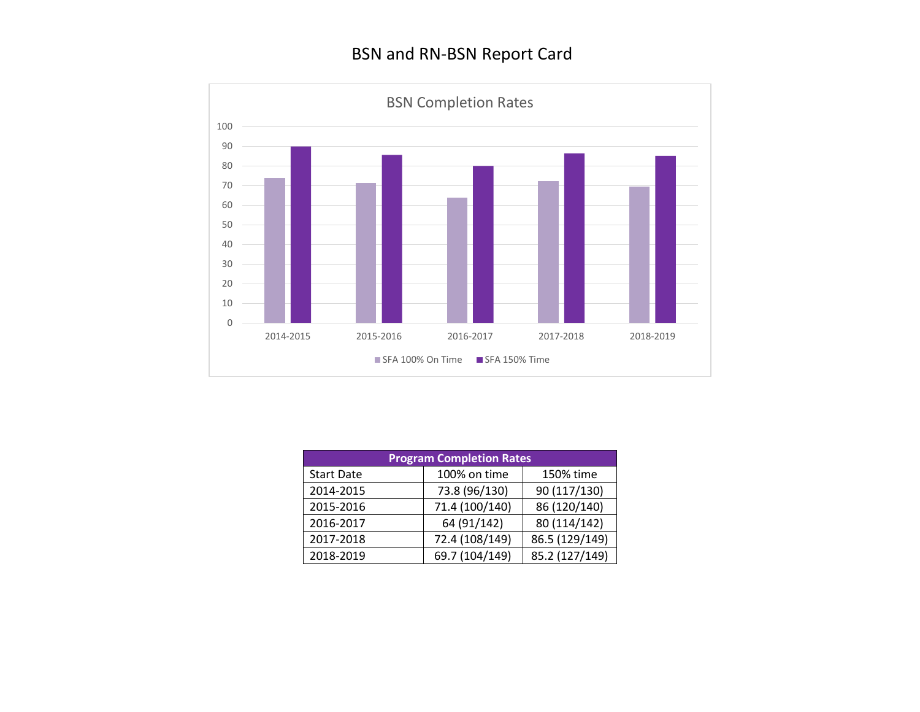# BSN and RN-BSN Report Card

## BSN Completion Rates

| Program Completion Rates | | |
|---|---|---|
| Start Date | 100% on time | 150% time |
| 2014-2015 | 73.8 (96/130) | 90 (117/130) |
| 2015-2016 | 71.4 (100/140) | 86 (120/140) |
| 2016-2017 | 64 (91/142) | 80 (114/142) |
| 2017-2018 | 72.4 (108/149) | 86.5 (129/149) |
| 2018-2019 | 69.7 (104/149) | 85.2 (127/149) |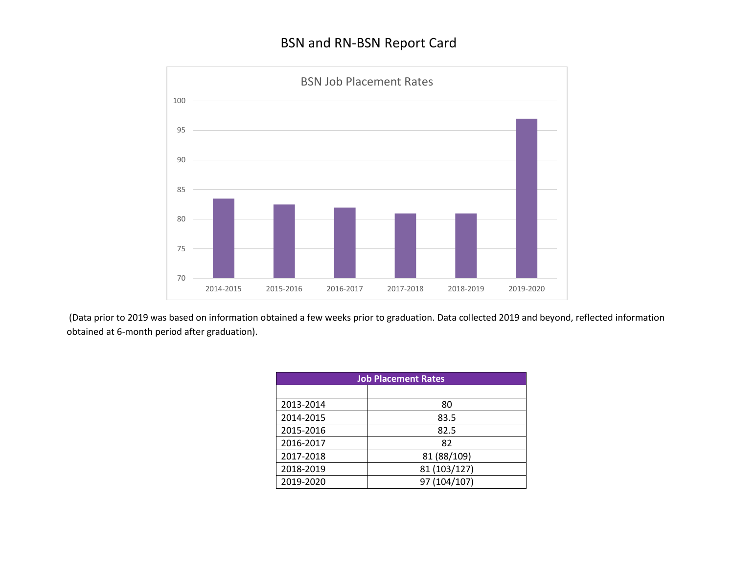# BSN and RN-BSN Report Card

BSN Job Placement Rates

| | 2014-2015 | 2015-2016 | 2016-2017 | 2017-2018 | 2018-2019 | 2019-2020 |
|---|---|---|---|---|---|---|
| BSN Job Placement Rates | 83.5 | 82.5 | 82 | 81 | 81 | 97 |

(Data prior to 2019 was based on information obtained a few weeks prior to graduation. Data collected 2019 and beyond, reflected information obtained at 6-month period after graduation).

| Job Placement Rates | |
|---|---|
| | |
| 2013-2014 | 80 |
| 2014-2015 | 83.5 |
| 2015-2016 | 82.5 |
| 2016-2017 | 82 |
| 2017-2018 | 81 (88/109) |
| 2018-2019 | 81 (103/127) |
| 2019-2020 | 97 (104/107) |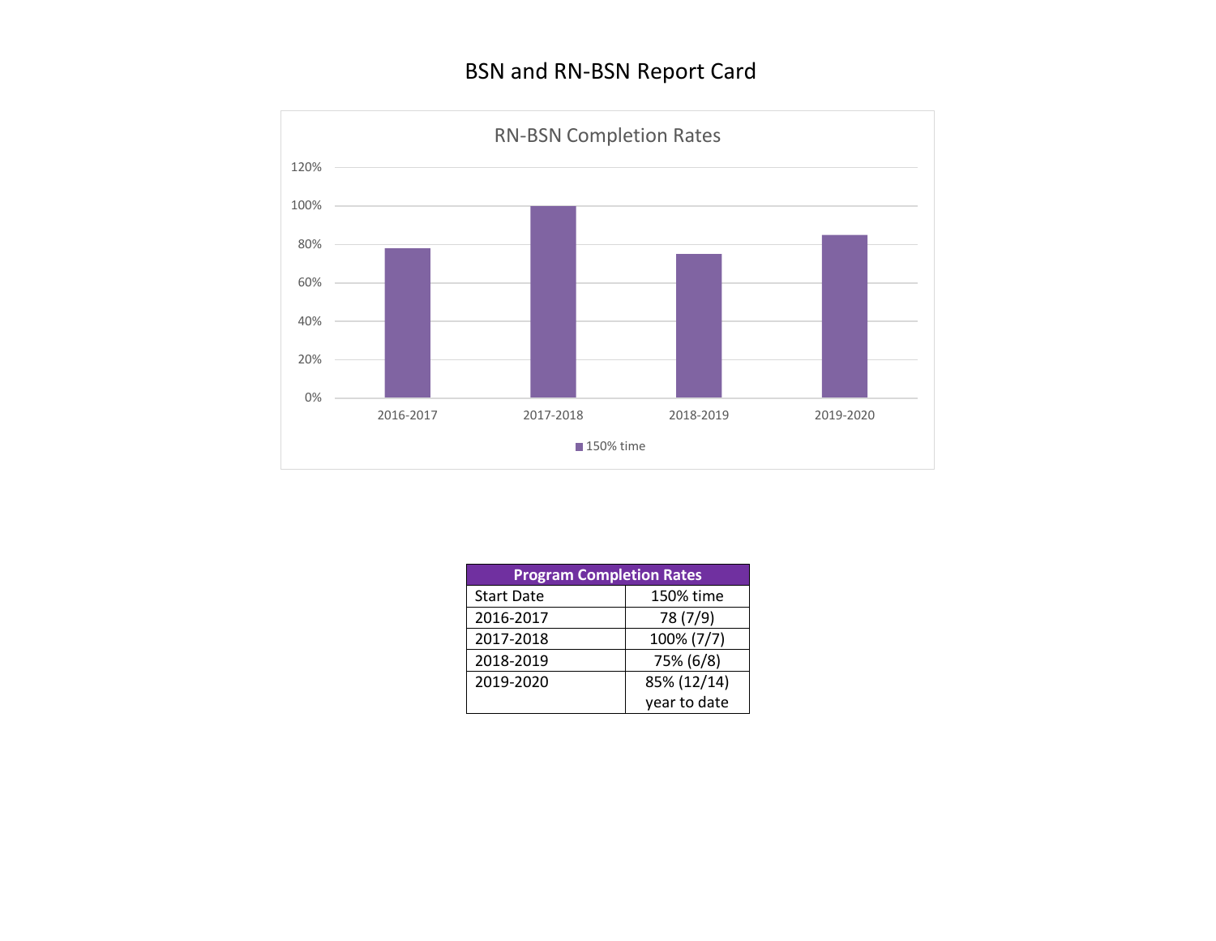# BSN and RN-BSN Report Card

| Program Completion Rates | |
|---|---|
| Start Date | 150% time |
| 2016-2017 | 78 (7/9) |
| 2017-2018 | 100% (7/7) |
| 2018-2019 | 75% (6/8) |
| 2019-2020 | 85% (12/14) year to date |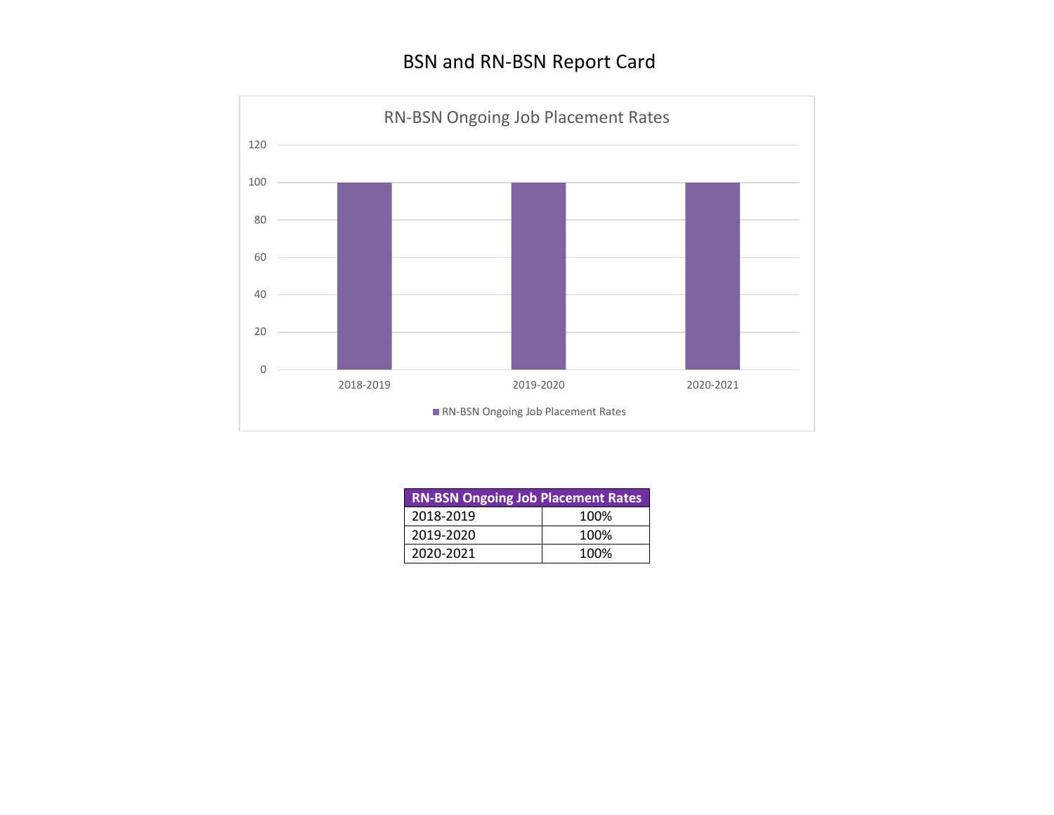# BSN and RN-BSN Report Card

RN-BSN Ongoing Job Placement Rates

120
100
80
60
40
20
0

2018-2019
2019-2020
2020-2021

RN-BSN Ongoing Job Placement Rates

| RN-BSN Ongoing Job Placement Rates | |
|---|---|
| 2018-2019 | 100% |
| 2019-2020 | 100% |
| 2020-2021 | 100% |